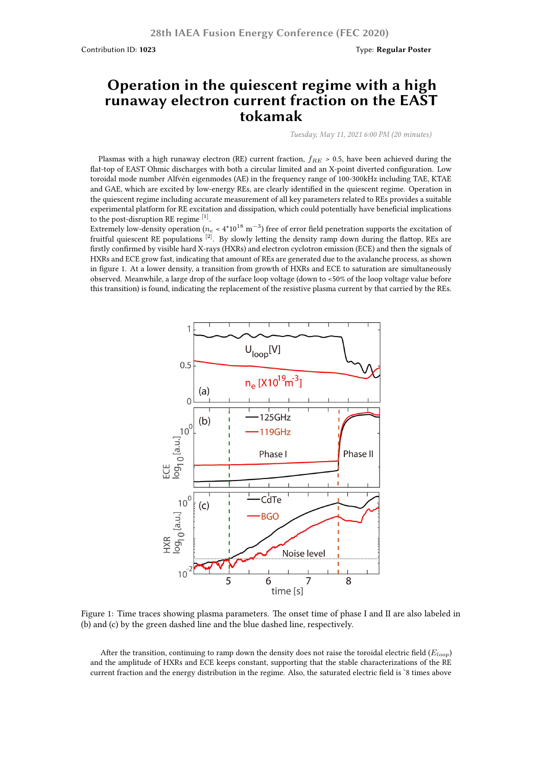# Operation in the quiescent regime with a high runaway electron current fraction on the EAST tokamak

*Tuesday, May 11, 2021 6:00 PM (20 minutes)*

Plasmas with a high runaway electron (RE) current fraction, $f_{RE}$ > 0.5, have been achieved during the flat-top of EAST Ohmic discharges with both a circular limited and an X-point diverted configuration. Low toroidal mode number Alfvén eigenmodes (AE) in the frequency range of 100-300kHz including TAE, KTAE and GAE, which are excited by low-energy REs, are clearly identified in the quiescent regime. Operation in the quiescent regime including accurate measurement of all key parameters related to REs provides a suitable experimental platform for RE excitation and dissipation, which could potentially have beneficial implications to the post-disruption RE regime [1].

Extremely low-density operation ($n_e$ < 4*$10^{18}$ $m^{-3}$) free of error field penetration supports the excitation of fruitful quiescent RE populations [2]. By slowly letting the density ramp down during the flattop, REs are firstly confirmed by visible hard X-rays (HXRs) and electron cyclotron emission (ECE) and then the signals of HXRs and ECE grow fast, indicating that amount of REs are generated due to the avalanche process, as shown in figure 1. At a lower density, a transition from growth of HXRs and ECE to saturation are simultaneously observed. Meanwhile, a large drop of the surface loop voltage (down to <50% of the loop voltage value before this transition) is found, indicating the replacement of the resistive plasma current by that carried by the REs.

Figure 1: Time traces showing plasma parameters. The onset time of phase I and II are also labeled in (b) and (c) by the green dashed line and the blue dashed line, respectively.

After the transition, continuing to ramp down the density does not raise the toroidal electric field ($E_{loop}$) and the amplitude of HXRs and ECE keeps constant, supporting that the stable characterizations of the RE current fraction and the energy distribution in the regime. Also, the saturated electric field is ~8 times above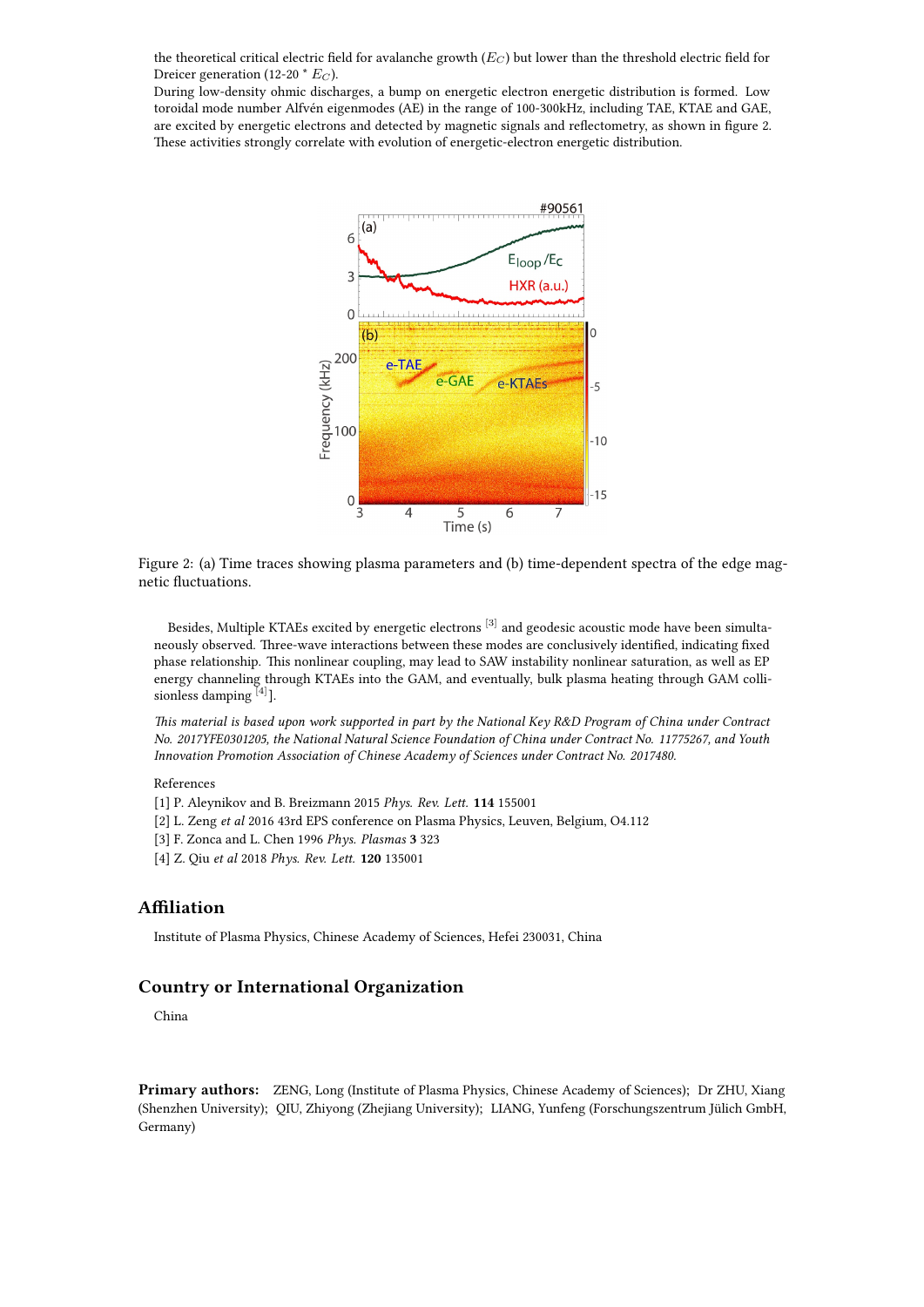the theoretical critical electric field for avalanche growth ($E_C$) but lower than the threshold electric field for Dreicer generation (12-20 * $E_C$).
During low-density ohmic discharges, a bump on energetic electron energetic distribution is formed. Low toroidal mode number Alfvén eigenmodes (AE) in the range of 100-300kHz, including TAE, KTAE and GAE, are excited by energetic electrons and detected by magnetic signals and reflectometry, as shown in figure 2. These activities strongly correlate with evolution of energetic-electron energetic distribution.

Figure 2: (a) Time traces showing plasma parameters and (b) time-dependent spectra of the edge magnetic fluctuations.

Besides, Multiple KTAEs excited by energetic electrons [3] and geodesic acoustic mode have been simultaneously observed. Three-wave interactions between these modes are conclusively identified, indicating fixed phase relationship. This nonlinear coupling, may lead to SAW instability nonlinear saturation, as well as EP energy channeling through KTAEs into the GAM, and eventually, bulk plasma heating through GAM collisionless damping [4]].

*This material is based upon work supported in part by the National Key R&D Program of China under Contract No. 2017YFE0301205, the National Natural Science Foundation of China under Contract No. 11775267, and Youth Innovation Promotion Association of Chinese Academy of Sciences under Contract No. 2017480.*

References
[1] P. Aleynikov and B. Breizmann 2015 *Phys. Rev. Lett.* **114** 155001
[2] L. Zeng *et al* 2016 43rd EPS conference on Plasma Physics, Leuven, Belgium, O4.112
[3] F. Zonca and L. Chen 1996 *Phys. Plasmas* **3** 323
[4] Z. Qiu *et al* 2018 *Phys. Rev. Lett.* **120** 135001

## Affiliation

Institute of Plasma Physics, Chinese Academy of Sciences, Hefei 230031, China

## Country or International Organization

China

**Primary authors:** ZENG, Long (Institute of Plasma Physics, Chinese Academy of Sciences); Dr ZHU, Xiang (Shenzhen University); QIU, Zhiyong (Zhejiang University); LIANG, Yunfeng (Forschungszentrum Jülich GmbH, Germany)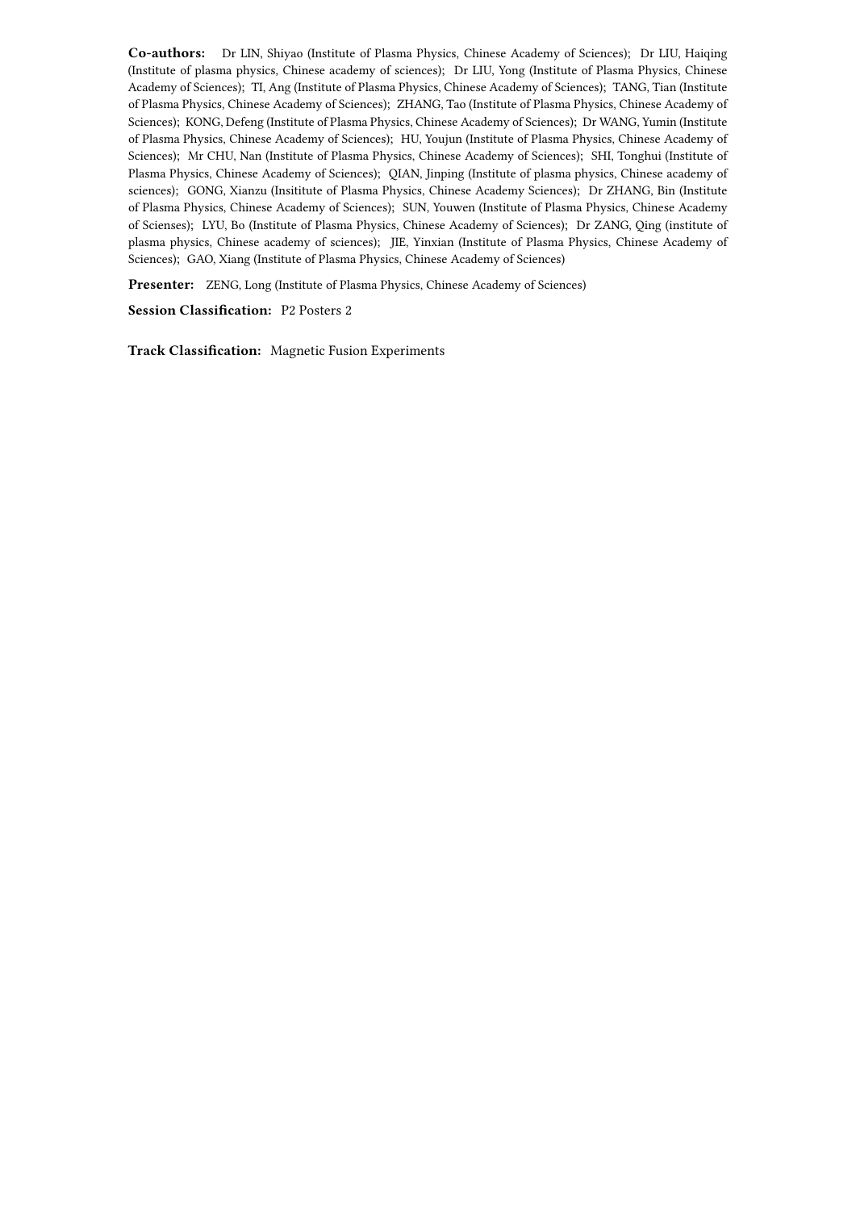**Co-authors:** Dr LIN, Shiyao (Institute of Plasma Physics, Chinese Academy of Sciences); Dr LIU, Haiqing (Institute of plasma physics, Chinese academy of sciences); Dr LIU, Yong (Institute of Plasma Physics, Chinese Academy of Sciences); TI, Ang (Institute of Plasma Physics, Chinese Academy of Sciences); TANG, Tian (Institute of Plasma Physics, Chinese Academy of Sciences); ZHANG, Tao (Institute of Plasma Physics, Chinese Academy of Sciences); KONG, Defeng (Institute of Plasma Physics, Chinese Academy of Sciences); Dr WANG, Yumin (Institute of Plasma Physics, Chinese Academy of Sciences); HU, Youjun (Institute of Plasma Physics, Chinese Academy of Sciences); Mr CHU, Nan (Institute of Plasma Physics, Chinese Academy of Sciences); SHI, Tonghui (Institute of Plasma Physics, Chinese Academy of Sciences); QIAN, Jinping (Institute of plasma physics, Chinese academy of sciences); GONG, Xianzu (Insititute of Plasma Physics, Chinese Academy Sciences); Dr ZHANG, Bin (Institute of Plasma Physics, Chinese Academy of Sciences); SUN, Youwen (Institute of Plasma Physics, Chinese Academy of Scienses); LYU, Bo (Institute of Plasma Physics, Chinese Academy of Sciences); Dr ZANG, Qing (institute of plasma physics, Chinese academy of sciences); JIE, Yinxian (Institute of Plasma Physics, Chinese Academy of Sciences); GAO, Xiang (Institute of Plasma Physics, Chinese Academy of Sciences)

**Presenter:** ZENG, Long (Institute of Plasma Physics, Chinese Academy of Sciences)

**Session Classification:** P2 Posters 2

**Track Classification:** Magnetic Fusion Experiments